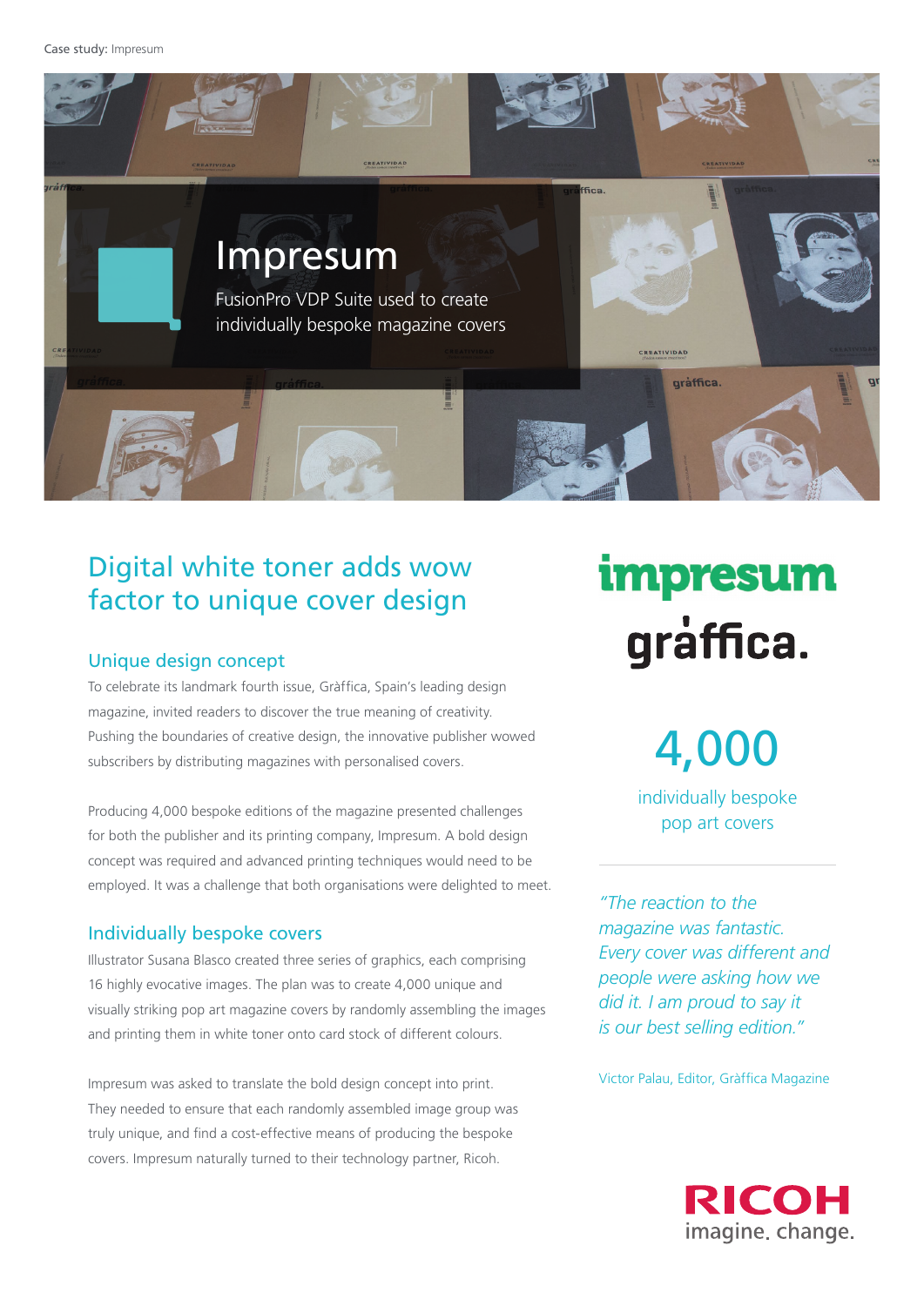# Impresum

FusionPro VDP Suite used to create individually bespoke magazine covers

## Digital white toner adds wow factor to unique cover design

### Unique design concept

To celebrate its landmark fourth issue, Gràffica, Spain's leading design magazine, invited readers to discover the true meaning of creativity. Pushing the boundaries of creative design, the innovative publisher wowed subscribers by distributing magazines with personalised covers.

Producing 4,000 bespoke editions of the magazine presented challenges for both the publisher and its printing company, Impresum. A bold design concept was required and advanced printing techniques would need to be employed. It was a challenge that both organisations were delighted to meet.

### Individually bespoke covers

Illustrator Susana Blasco created three series of graphics, each comprising 16 highly evocative images. The plan was to create 4,000 unique and visually striking pop art magazine covers by randomly assembling the images and printing them in white toner onto card stock of different colours.

Impresum was asked to translate the bold design concept into print. They needed to ensure that each randomly assembled image group was truly unique, and find a cost-effective means of producing the bespoke covers. Impresum naturally turned to their technology partner, Ricoh.

impresum

gràffica.

**4,000**

individually bespoke pop art covers

---

*"The reaction to the magazine was fantastic. Every cover was different and people were asking how we did it. I am proud to say it is our best selling edition."*

Victor Palau, Editor, Gràffica Magazine

RICOH
imagine. change.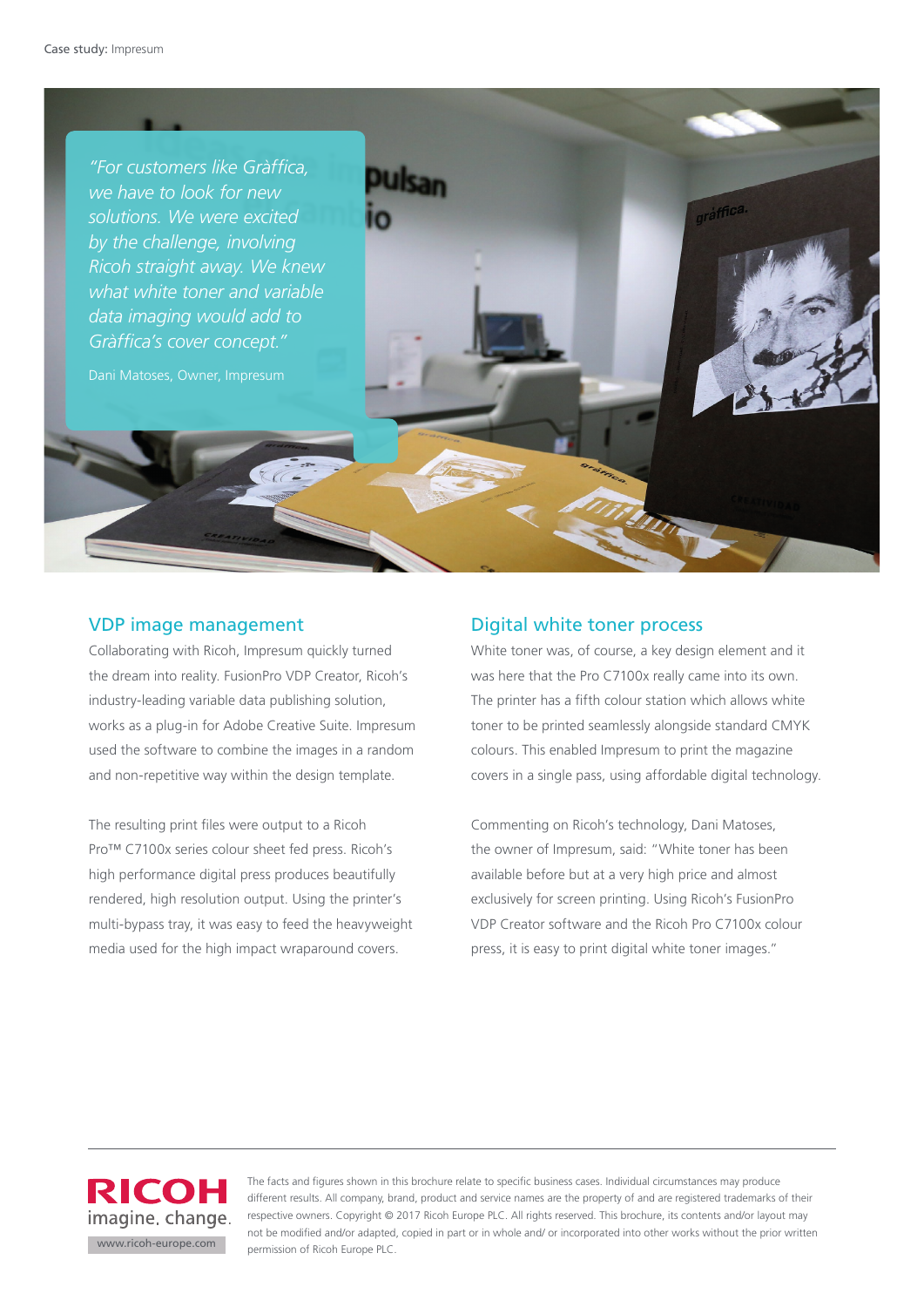> *"For customers like Gràffica, we have to look for new solutions. We were excited by the challenge, involving Ricoh straight away. We knew what white toner and variable data imaging would add to Gràffica's cover concept."*
>
> Dani Matoses, Owner, Impresum

## VDP image management

Collaborating with Ricoh, Impresum quickly turned the dream into reality. FusionPro VDP Creator, Ricoh's industry-leading variable data publishing solution, works as a plug-in for Adobe Creative Suite. Impresum used the software to combine the images in a random and non-repetitive way within the design template.

The resulting print files were output to a Ricoh Pro™ C7100x series colour sheet fed press. Ricoh's high performance digital press produces beautifully rendered, high resolution output. Using the printer's multi-bypass tray, it was easy to feed the heavyweight media used for the high impact wraparound covers.

## Digital white toner process

White toner was, of course, a key design element and it was here that the Pro C7100x really came into its own. The printer has a fifth colour station which allows white toner to be printed seamlessly alongside standard CMYK colours. This enabled Impresum to print the magazine covers in a single pass, using affordable digital technology.

Commenting on Ricoh's technology, Dani Matoses, the owner of Impresum, said: "White toner has been available before but at a very high price and almost exclusively for screen printing. Using Ricoh's FusionPro VDP Creator software and the Ricoh Pro C7100x colour press, it is easy to print digital white toner images."

---

**RICOH**
imagine. change.
www.ricoh-europe.com

The facts and figures shown in this brochure relate to specific business cases. Individual circumstances may produce different results. All company, brand, product and service names are the property of and are registered trademarks of their respective owners. Copyright © 2017 Ricoh Europe PLC. All rights reserved. This brochure, its contents and/or layout may not be modified and/or adapted, copied in part or in whole and/ or incorporated into other works without the prior written permission of Ricoh Europe PLC.